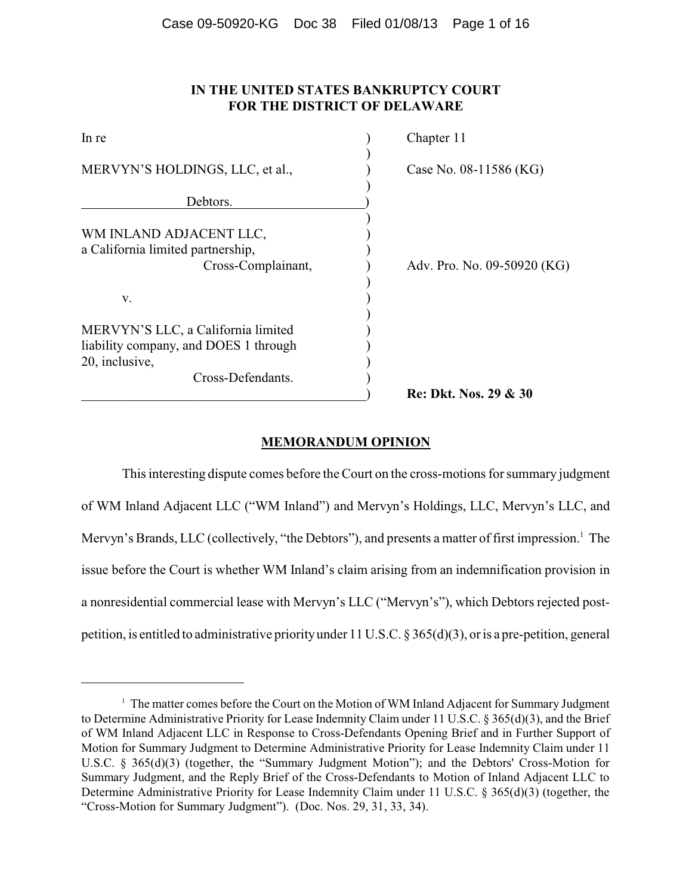**IN THE UNITED STATES BANKRUPTCY COURT
FOR THE DISTRICT OF DELAWARE**

| | | |
|---|---|---|
| In re | ) | Chapter 11 |
| MERVYN'S HOLDINGS, LLC, et al., | ) | Case No. 08-11586 (KG) |
| Debtors. | ) | |
| WM INLAND ADJACENT LLC, a California limited partnership, Cross-Complainant, | ) | Adv. Pro. No. 09-50920 (KG) |
| v. | ) | |
| MERVYN'S LLC, a California limited liability company, and DOES 1 through 20, inclusive, Cross-Defendants. | ) | **Re: Dkt. Nos. 29 & 30** |

## MEMORANDUM OPINION

This interesting dispute comes before the Court on the cross-motions for summary judgment of WM Inland Adjacent LLC ("WM Inland") and Mervyn's Holdings, LLC, Mervyn's LLC, and Mervyn's Brands, LLC (collectively, "the Debtors"), and presents a matter of first impression.[1] The issue before the Court is whether WM Inland's claim arising from an indemnification provision in a nonresidential commercial lease with Mervyn's LLC ("Mervyn's"), which Debtors rejected post-petition, is entitled to administrative priority under 11 U.S.C. § 365(d)(3), or is a pre-petition, general

[1] The matter comes before the Court on the Motion of WM Inland Adjacent for Summary Judgment to Determine Administrative Priority for Lease Indemnity Claim under 11 U.S.C. § 365(d)(3), and the Brief of WM Inland Adjacent LLC in Response to Cross-Defendants Opening Brief and in Further Support of Motion for Summary Judgment to Determine Administrative Priority for Lease Indemnity Claim under 11 U.S.C. § 365(d)(3) (together, the "Summary Judgment Motion"); and the Debtors' Cross-Motion for Summary Judgment, and the Reply Brief of the Cross-Defendants to Motion of Inland Adjacent LLC to Determine Administrative Priority for Lease Indemnity Claim under 11 U.S.C. § 365(d)(3) (together, the "Cross-Motion for Summary Judgment"). (Doc. Nos. 29, 31, 33, 34).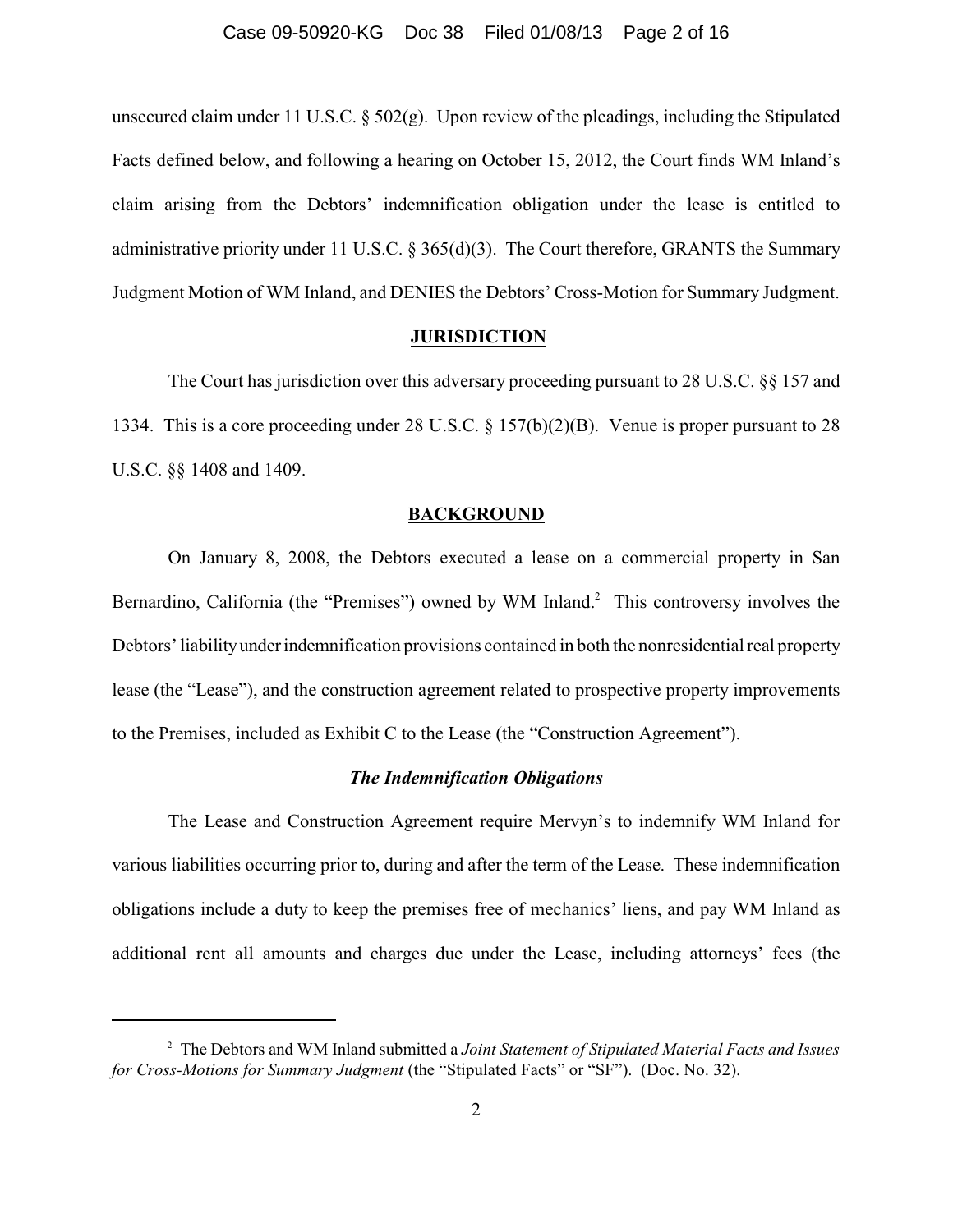unsecured claim under 11 U.S.C. § 502(g). Upon review of the pleadings, including the Stipulated Facts defined below, and following a hearing on October 15, 2012, the Court finds WM Inland's claim arising from the Debtors' indemnification obligation under the lease is entitled to administrative priority under 11 U.S.C. § 365(d)(3). The Court therefore, GRANTS the Summary Judgment Motion of WM Inland, and DENIES the Debtors' Cross-Motion for Summary Judgment.

## JURISDICTION

The Court has jurisdiction over this adversary proceeding pursuant to 28 U.S.C. §§ 157 and 1334. This is a core proceeding under 28 U.S.C. § 157(b)(2)(B). Venue is proper pursuant to 28 U.S.C. §§ 1408 and 1409.

## BACKGROUND

On January 8, 2008, the Debtors executed a lease on a commercial property in San Bernardino, California (the "Premises") owned by WM Inland.[2] This controversy involves the Debtors' liability under indemnification provisions contained in both the nonresidential real property lease (the "Lease"), and the construction agreement related to prospective property improvements to the Premises, included as Exhibit C to the Lease (the "Construction Agreement").

### *The Indemnification Obligations*

The Lease and Construction Agreement require Mervyn's to indemnify WM Inland for various liabilities occurring prior to, during and after the term of the Lease. These indemnification obligations include a duty to keep the premises free of mechanics' liens, and pay WM Inland as additional rent all amounts and charges due under the Lease, including attorneys' fees (the

---

[2] The Debtors and WM Inland submitted a *Joint Statement of Stipulated Material Facts and Issues for Cross-Motions for Summary Judgment* (the "Stipulated Facts" or "SF"). (Doc. No. 32).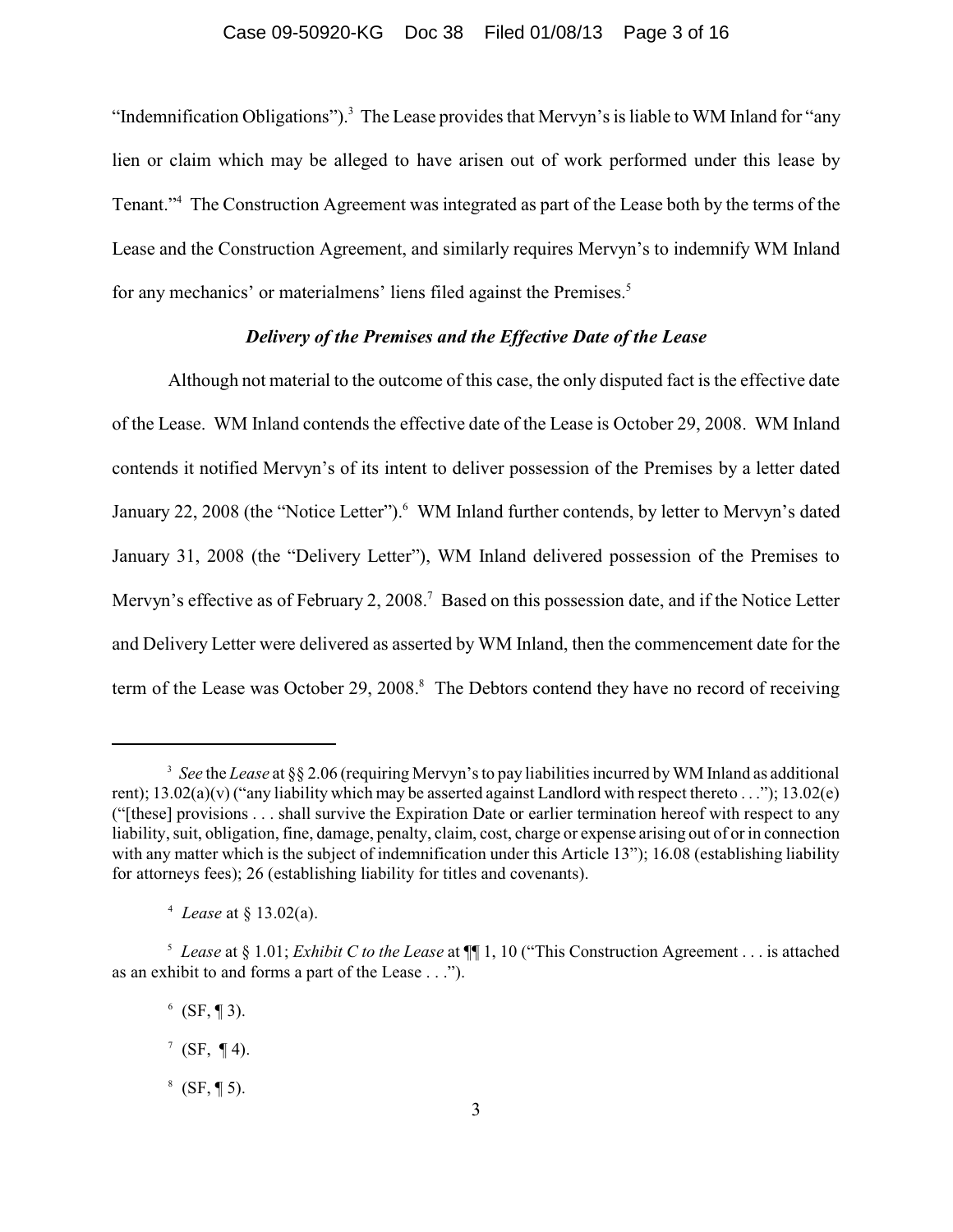"Indemnification Obligations").[3] The Lease provides that Mervyn's is liable to WM Inland for "any lien or claim which may be alleged to have arisen out of work performed under this lease by Tenant."[4] The Construction Agreement was integrated as part of the Lease both by the terms of the Lease and the Construction Agreement, and similarly requires Mervyn's to indemnify WM Inland for any mechanics' or materialmens' liens filed against the Premises.[5]

### *Delivery of the Premises and the Effective Date of the Lease*

Although not material to the outcome of this case, the only disputed fact is the effective date of the Lease. WM Inland contends the effective date of the Lease is October 29, 2008. WM Inland contends it notified Mervyn's of its intent to deliver possession of the Premises by a letter dated January 22, 2008 (the "Notice Letter").[6] WM Inland further contends, by letter to Mervyn's dated January 31, 2008 (the "Delivery Letter"), WM Inland delivered possession of the Premises to Mervyn's effective as of February 2, 2008.[7] Based on this possession date, and if the Notice Letter and Delivery Letter were delivered as asserted by WM Inland, then the commencement date for the term of the Lease was October 29, 2008.[8] The Debtors contend they have no record of receiving

---

[3] *See* the *Lease* at §§ 2.06 (requiring Mervyn's to pay liabilities incurred by WM Inland as additional rent); 13.02(a)(v) ("any liability which may be asserted against Landlord with respect thereto . . ."); 13.02(e) ("[these] provisions . . . shall survive the Expiration Date or earlier termination hereof with respect to any liability, suit, obligation, fine, damage, penalty, claim, cost, charge or expense arising out of or in connection with any matter which is the subject of indemnification under this Article 13"); 16.08 (establishing liability for attorneys fees); 26 (establishing liability for titles and covenants).

[4] *Lease* at § 13.02(a).

[5] *Lease* at § 1.01; *Exhibit C to the Lease* at ¶¶ 1, 10 ("This Construction Agreement . . . is attached as an exhibit to and forms a part of the Lease . . .").

[6] (SF, ¶ 3).

[7] (SF, ¶ 4).

[8] (SF, ¶ 5).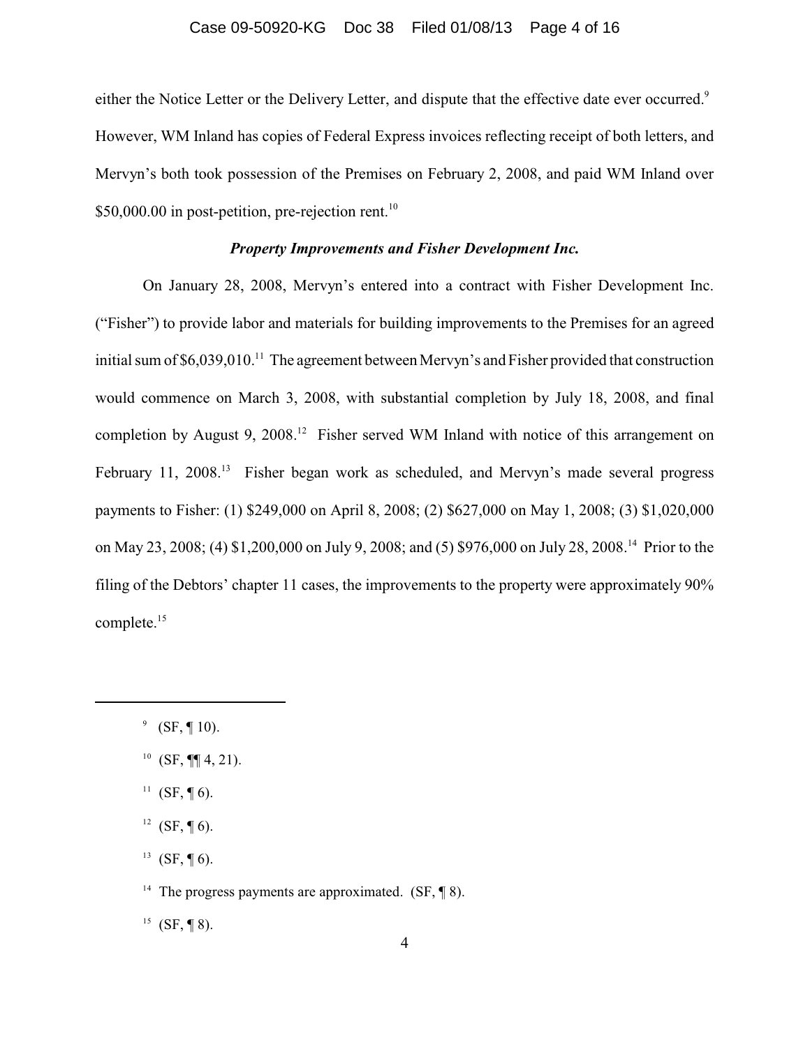either the Notice Letter or the Delivery Letter, and dispute that the effective date ever occurred.[9] However, WM Inland has copies of Federal Express invoices reflecting receipt of both letters, and Mervyn's both took possession of the Premises on February 2, 2008, and paid WM Inland over $50,000.00 in post-petition, pre-rejection rent.[10]

***Property Improvements and Fisher Development Inc.***

On January 28, 2008, Mervyn's entered into a contract with Fisher Development Inc. ("Fisher") to provide labor and materials for building improvements to the Premises for an agreed initial sum of $6,039,010.[11] The agreement between Mervyn's and Fisher provided that construction would commence on March 3, 2008, with substantial completion by July 18, 2008, and final completion by August 9, 2008.[12] Fisher served WM Inland with notice of this arrangement on February 11, 2008.[13] Fisher began work as scheduled, and Mervyn's made several progress payments to Fisher: (1) $249,000 on April 8, 2008; (2) $627,000 on May 1, 2008; (3) $1,020,000 on May 23, 2008; (4) $1,200,000 on July 9, 2008; and (5) $976,000 on July 28, 2008.[14] Prior to the filing of the Debtors' chapter 11 cases, the improvements to the property were approximately 90% complete.[15]

---

[9] (SF, ¶ 10).

[10] (SF, ¶¶ 4, 21).

[11] (SF, ¶ 6).

[12] (SF, ¶ 6).

[13] (SF, ¶ 6).

[14] The progress payments are approximated. (SF, ¶ 8).

[15] (SF, ¶ 8).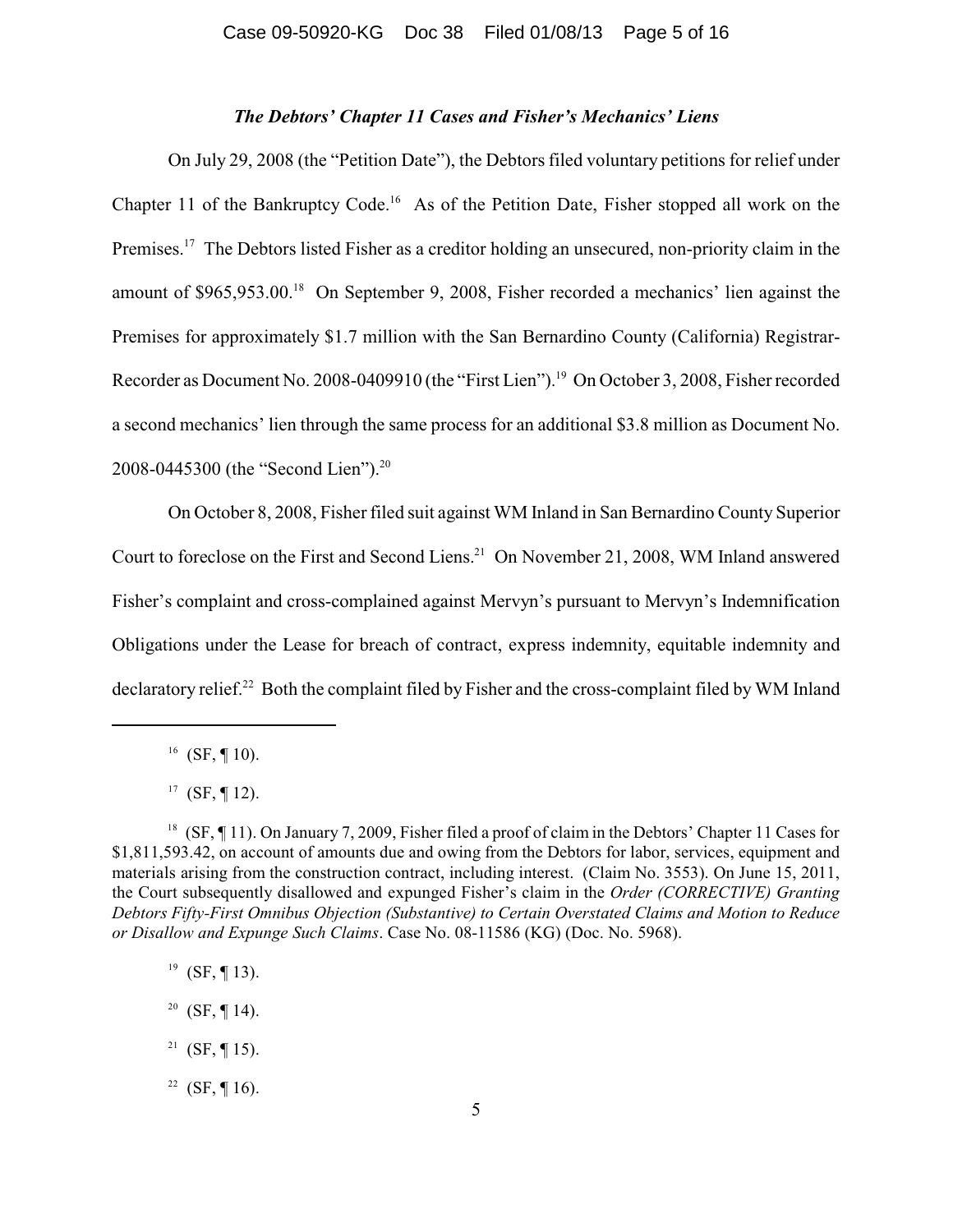### *The Debtors' Chapter 11 Cases and Fisher's Mechanics' Liens*

On July 29, 2008 (the "Petition Date"), the Debtors filed voluntary petitions for relief under Chapter 11 of the Bankruptcy Code.[16] As of the Petition Date, Fisher stopped all work on the Premises.[17] The Debtors listed Fisher as a creditor holding an unsecured, non-priority claim in the amount of $965,953.00.[18] On September 9, 2008, Fisher recorded a mechanics' lien against the Premises for approximately $1.7 million with the San Bernardino County (California) Registrar-Recorder as Document No. 2008-0409910 (the "First Lien").[19] On October 3, 2008, Fisher recorded a second mechanics' lien through the same process for an additional $3.8 million as Document No. 2008-0445300 (the "Second Lien").[20]

On October 8, 2008, Fisher filed suit against WM Inland in San Bernardino County Superior Court to foreclose on the First and Second Liens.[21] On November 21, 2008, WM Inland answered Fisher's complaint and cross-complained against Mervyn's pursuant to Mervyn's Indemnification Obligations under the Lease for breach of contract, express indemnity, equitable indemnity and declaratory relief.[22] Both the complaint filed by Fisher and the cross-complaint filed by WM Inland

---

[16] (SF, ¶ 10).

[17] (SF, ¶ 12).

[18] (SF, ¶ 11). On January 7, 2009, Fisher filed a proof of claim in the Debtors' Chapter 11 Cases for $1,811,593.42, on account of amounts due and owing from the Debtors for labor, services, equipment and materials arising from the construction contract, including interest. (Claim No. 3553). On June 15, 2011, the Court subsequently disallowed and expunged Fisher's claim in the *Order (CORRECTIVE) Granting Debtors Fifty-First Omnibus Objection (Substantive) to Certain Overstated Claims and Motion to Reduce or Disallow and Expunge Such Claims*. Case No. 08-11586 (KG) (Doc. No. 5968).

[19] (SF, ¶ 13).

[20] (SF, ¶ 14).

[21] (SF, ¶ 15).

[22] (SF, ¶ 16).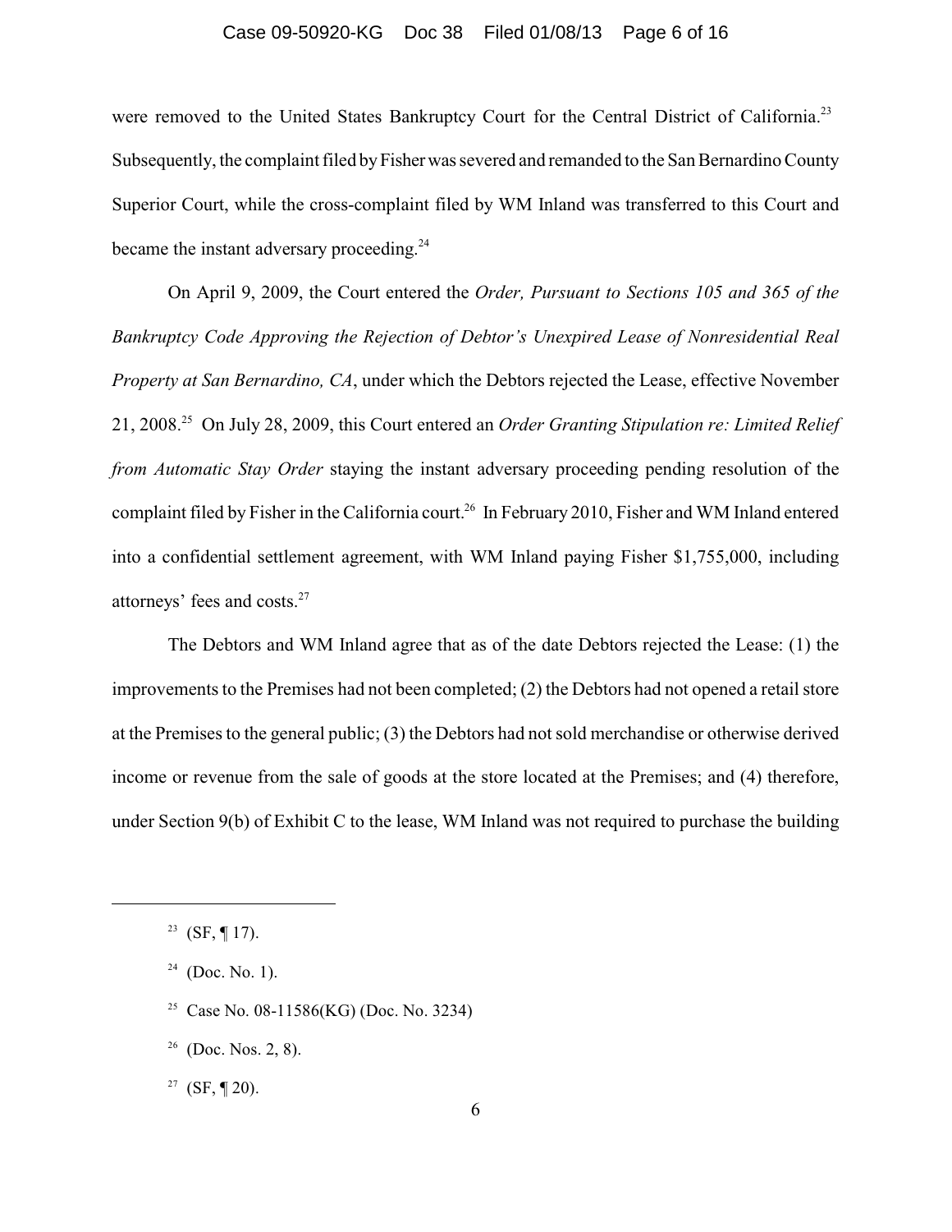were removed to the United States Bankruptcy Court for the Central District of California.[23] Subsequently, the complaint filed by Fisher was severed and remanded to the San Bernardino County Superior Court, while the cross-complaint filed by WM Inland was transferred to this Court and became the instant adversary proceeding.[24]

On April 9, 2009, the Court entered the *Order, Pursuant to Sections 105 and 365 of the Bankruptcy Code Approving the Rejection of Debtor's Unexpired Lease of Nonresidential Real Property at San Bernardino, CA*, under which the Debtors rejected the Lease, effective November 21, 2008.[25] On July 28, 2009, this Court entered an *Order Granting Stipulation re: Limited Relief from Automatic Stay Order* staying the instant adversary proceeding pending resolution of the complaint filed by Fisher in the California court.[26] In February 2010, Fisher and WM Inland entered into a confidential settlement agreement, with WM Inland paying Fisher $1,755,000, including attorneys' fees and costs.[27]

The Debtors and WM Inland agree that as of the date Debtors rejected the Lease: (1) the improvements to the Premises had not been completed; (2) the Debtors had not opened a retail store at the Premises to the general public; (3) the Debtors had not sold merchandise or otherwise derived income or revenue from the sale of goods at the store located at the Premises; and (4) therefore, under Section 9(b) of Exhibit C to the lease, WM Inland was not required to purchase the building

---

[23] (SF, ¶ 17).

[24] (Doc. No. 1).

[25] Case No. 08-11586(KG) (Doc. No. 3234)

[26] (Doc. Nos. 2, 8).

[27] (SF, ¶ 20).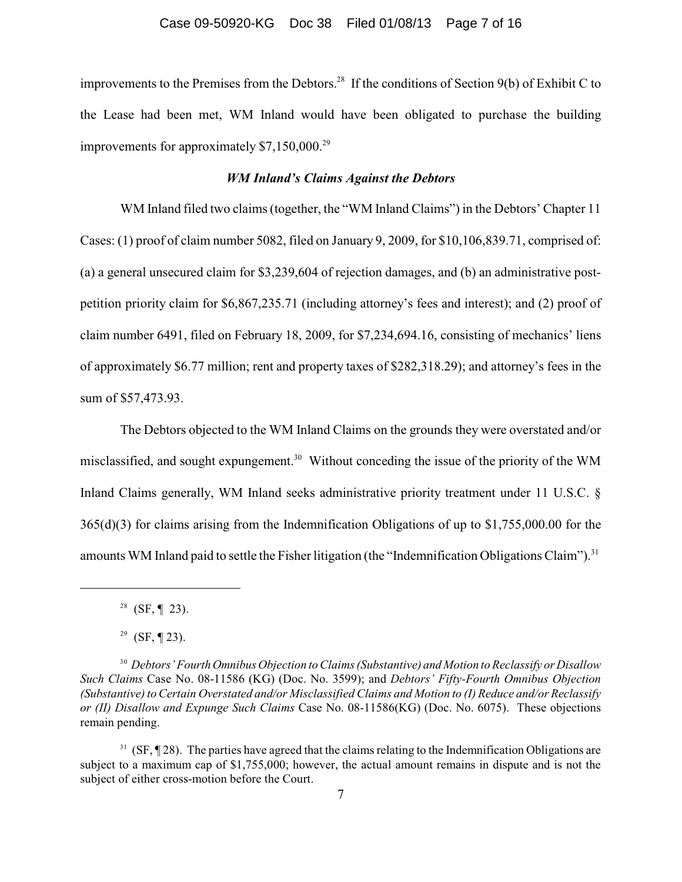improvements to the Premises from the Debtors.[28] If the conditions of Section 9(b) of Exhibit C to the Lease had been met, WM Inland would have been obligated to purchase the building improvements for approximately $7,150,000.[29]

***WM Inland's Claims Against the Debtors***

WM Inland filed two claims (together, the "WM Inland Claims") in the Debtors' Chapter 11 Cases: (1) proof of claim number 5082, filed on January 9, 2009, for $10,106,839.71, comprised of: (a) a general unsecured claim for $3,239,604 of rejection damages, and (b) an administrative post-petition priority claim for $6,867,235.71 (including attorney's fees and interest); and (2) proof of claim number 6491, filed on February 18, 2009, for $7,234,694.16, consisting of mechanics' liens of approximately $6.77 million; rent and property taxes of $282,318.29); and attorney's fees in the sum of $57,473.93.

The Debtors objected to the WM Inland Claims on the grounds they were overstated and/or misclassified, and sought expungement.[30] Without conceding the issue of the priority of the WM Inland Claims generally, WM Inland seeks administrative priority treatment under 11 U.S.C. § 365(d)(3) for claims arising from the Indemnification Obligations of up to $1,755,000.00 for the amounts WM Inland paid to settle the Fisher litigation (the "Indemnification Obligations Claim").[31]

---

[28] (SF, ¶ 23).

[29] (SF, ¶ 23).

[30] *Debtors' Fourth Omnibus Objection to Claims (Substantive) and Motion to Reclassify or Disallow Such Claims* Case No. 08-11586 (KG) (Doc. No. 3599); and *Debtors' Fifty-Fourth Omnibus Objection (Substantive) to Certain Overstated and/or Misclassified Claims and Motion to (I) Reduce and/or Reclassify or (II) Disallow and Expunge Such Claims* Case No. 08-11586(KG) (Doc. No. 6075). These objections remain pending.

[31] (SF, ¶ 28). The parties have agreed that the claims relating to the Indemnification Obligations are subject to a maximum cap of $1,755,000; however, the actual amount remains in dispute and is not the subject of either cross-motion before the Court.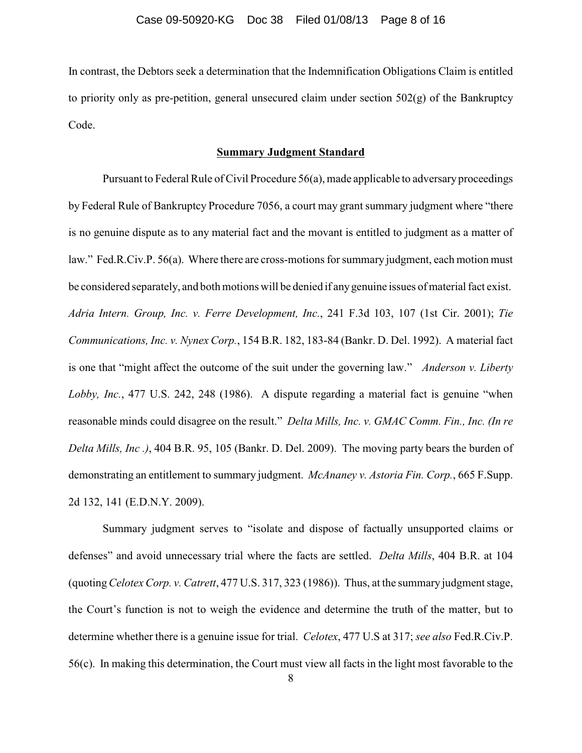In contrast, the Debtors seek a determination that the Indemnification Obligations Claim is entitled to priority only as pre-petition, general unsecured claim under section 502(g) of the Bankruptcy Code.

**Summary Judgment Standard**

Pursuant to Federal Rule of Civil Procedure 56(a), made applicable to adversary proceedings by Federal Rule of Bankruptcy Procedure 7056, a court may grant summary judgment where "there is no genuine dispute as to any material fact and the movant is entitled to judgment as a matter of law." Fed.R.Civ.P. 56(a). Where there are cross-motions for summary judgment, each motion must be considered separately, and both motions will be denied if any genuine issues of material fact exist. *Adria Intern. Group, Inc. v. Ferre Development, Inc.*, 241 F.3d 103, 107 (1st Cir. 2001); *Tie Communications, Inc. v. Nynex Corp.*, 154 B.R. 182, 183-84 (Bankr. D. Del. 1992). A material fact is one that "might affect the outcome of the suit under the governing law." *Anderson v. Liberty Lobby, Inc.*, 477 U.S. 242, 248 (1986). A dispute regarding a material fact is genuine "when reasonable minds could disagree on the result." *Delta Mills, Inc. v. GMAC Comm. Fin., Inc. (In re Delta Mills, Inc .)*, 404 B.R. 95, 105 (Bankr. D. Del. 2009). The moving party bears the burden of demonstrating an entitlement to summary judgment. *McAnaney v. Astoria Fin. Corp.*, 665 F.Supp. 2d 132, 141 (E.D.N.Y. 2009).

Summary judgment serves to "isolate and dispose of factually unsupported claims or defenses" and avoid unnecessary trial where the facts are settled. *Delta Mills*, 404 B.R. at 104 (quoting *Celotex Corp. v. Catrett*, 477 U.S. 317, 323 (1986)). Thus, at the summary judgment stage, the Court's function is not to weigh the evidence and determine the truth of the matter, but to determine whether there is a genuine issue for trial. *Celotex*, 477 U.S at 317; *see also* Fed.R.Civ.P. 56(c). In making this determination, the Court must view all facts in the light most favorable to the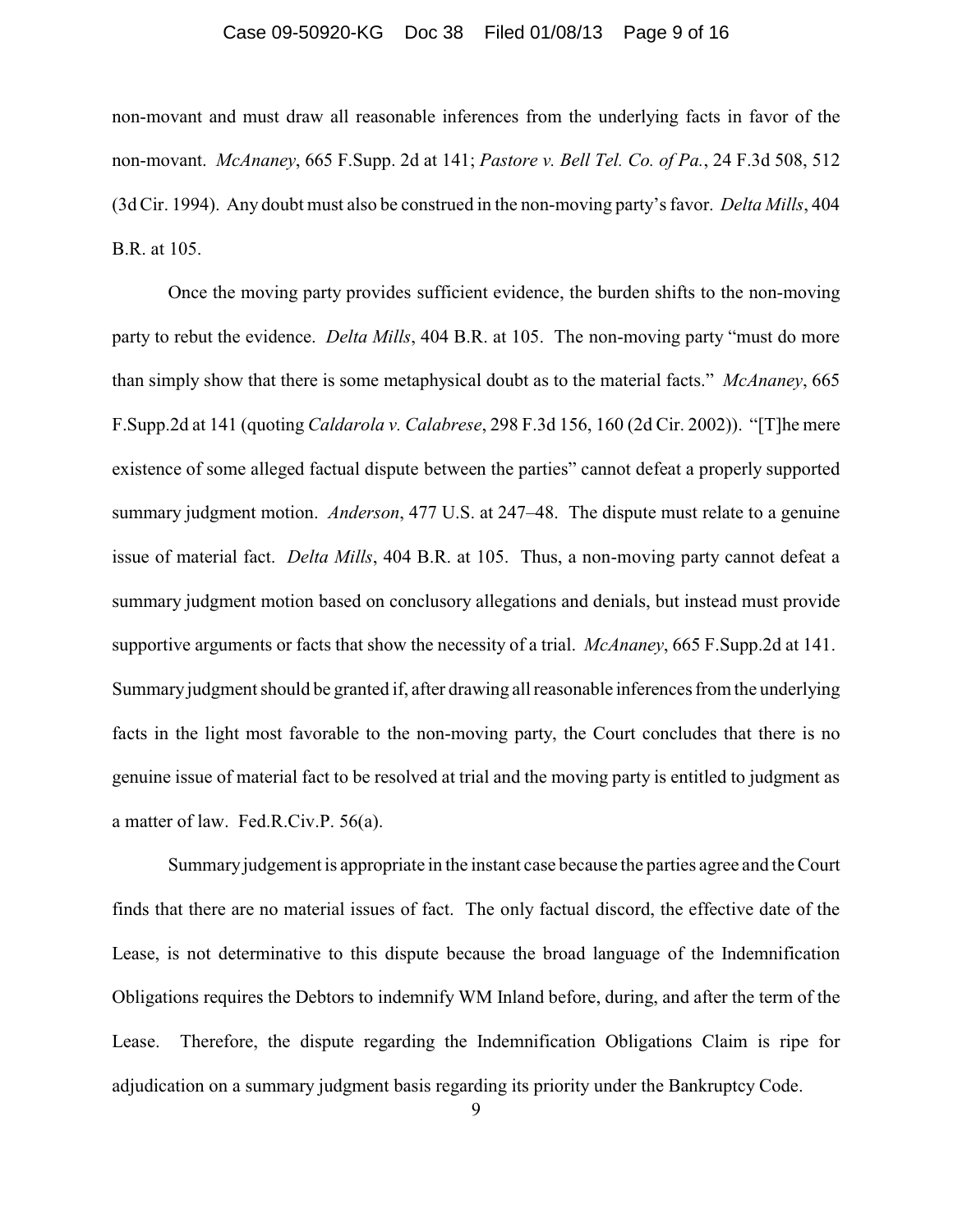non-movant and must draw all reasonable inferences from the underlying facts in favor of the non-movant. *McAnaney*, 665 F.Supp. 2d at 141; *Pastore v. Bell Tel. Co. of Pa.*, 24 F.3d 508, 512 (3d Cir. 1994). Any doubt must also be construed in the non-moving party's favor. *Delta Mills*, 404 B.R. at 105.

Once the moving party provides sufficient evidence, the burden shifts to the non-moving party to rebut the evidence. *Delta Mills*, 404 B.R. at 105. The non-moving party "must do more than simply show that there is some metaphysical doubt as to the material facts." *McAnaney*, 665 F.Supp.2d at 141 (quoting *Caldarola v. Calabrese*, 298 F.3d 156, 160 (2d Cir. 2002)). "[T]he mere existence of some alleged factual dispute between the parties" cannot defeat a properly supported summary judgment motion. *Anderson*, 477 U.S. at 247–48. The dispute must relate to a genuine issue of material fact. *Delta Mills*, 404 B.R. at 105. Thus, a non-moving party cannot defeat a summary judgment motion based on conclusory allegations and denials, but instead must provide supportive arguments or facts that show the necessity of a trial. *McAnaney*, 665 F.Supp.2d at 141. Summary judgment should be granted if, after drawing all reasonable inferences from the underlying facts in the light most favorable to the non-moving party, the Court concludes that there is no genuine issue of material fact to be resolved at trial and the moving party is entitled to judgment as a matter of law. Fed.R.Civ.P. 56(a).

Summary judgement is appropriate in the instant case because the parties agree and the Court finds that there are no material issues of fact. The only factual discord, the effective date of the Lease, is not determinative to this dispute because the broad language of the Indemnification Obligations requires the Debtors to indemnify WM Inland before, during, and after the term of the Lease. Therefore, the dispute regarding the Indemnification Obligations Claim is ripe for adjudication on a summary judgment basis regarding its priority under the Bankruptcy Code.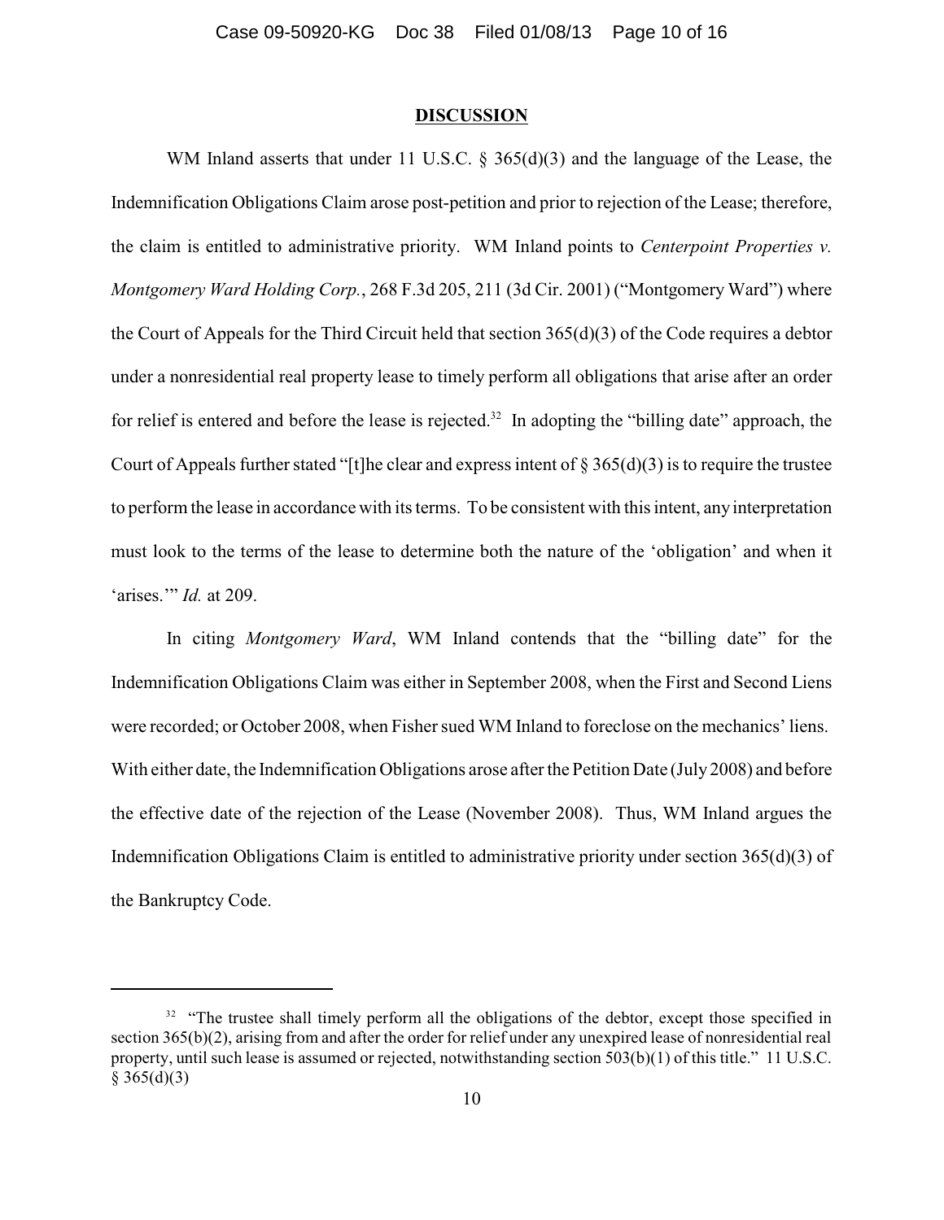## DISCUSSION

WM Inland asserts that under 11 U.S.C. § 365(d)(3) and the language of the Lease, the Indemnification Obligations Claim arose post-petition and prior to rejection of the Lease; therefore, the claim is entitled to administrative priority. WM Inland points to *Centerpoint Properties v. Montgomery Ward Holding Corp.*, 268 F.3d 205, 211 (3d Cir. 2001) ("Montgomery Ward") where the Court of Appeals for the Third Circuit held that section 365(d)(3) of the Code requires a debtor under a nonresidential real property lease to timely perform all obligations that arise after an order for relief is entered and before the lease is rejected.[32] In adopting the "billing date" approach, the Court of Appeals further stated "[t]he clear and express intent of § 365(d)(3) is to require the trustee to perform the lease in accordance with its terms. To be consistent with this intent, any interpretation must look to the terms of the lease to determine both the nature of the 'obligation' and when it 'arises.'" *Id.* at 209.

In citing *Montgomery Ward*, WM Inland contends that the "billing date" for the Indemnification Obligations Claim was either in September 2008, when the First and Second Liens were recorded; or October 2008, when Fisher sued WM Inland to foreclose on the mechanics' liens. With either date, the Indemnification Obligations arose after the Petition Date (July 2008) and before the effective date of the rejection of the Lease (November 2008). Thus, WM Inland argues the Indemnification Obligations Claim is entitled to administrative priority under section 365(d)(3) of the Bankruptcy Code.

---

[32] "The trustee shall timely perform all the obligations of the debtor, except those specified in section 365(b)(2), arising from and after the order for relief under any unexpired lease of nonresidential real property, until such lease is assumed or rejected, notwithstanding section 503(b)(1) of this title." 11 U.S.C. § 365(d)(3)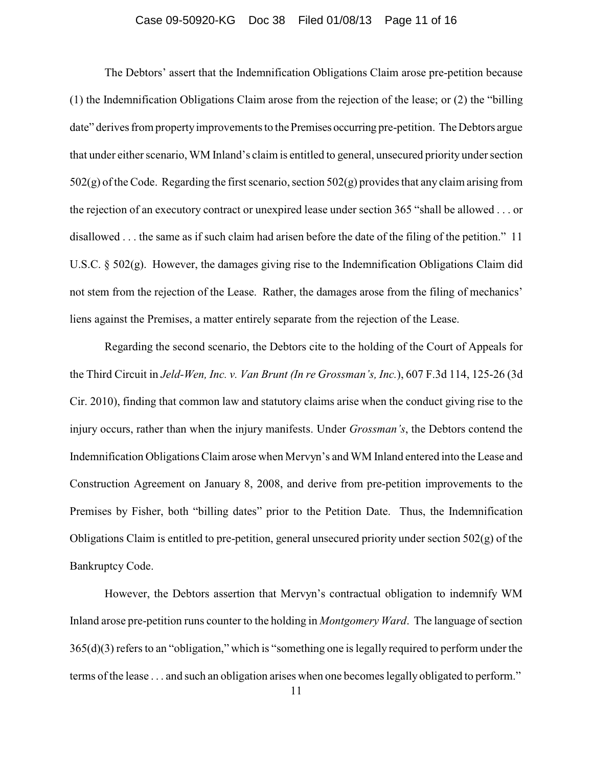The Debtors' assert that the Indemnification Obligations Claim arose pre-petition because (1) the Indemnification Obligations Claim arose from the rejection of the lease; or (2) the "billing date" derives from property improvements to the Premises occurring pre-petition. The Debtors argue that under either scenario, WM Inland's claim is entitled to general, unsecured priority under section 502(g) of the Code. Regarding the first scenario, section 502(g) provides that any claim arising from the rejection of an executory contract or unexpired lease under section 365 "shall be allowed . . . or disallowed . . . the same as if such claim had arisen before the date of the filing of the petition." 11 U.S.C. § 502(g). However, the damages giving rise to the Indemnification Obligations Claim did not stem from the rejection of the Lease. Rather, the damages arose from the filing of mechanics' liens against the Premises, a matter entirely separate from the rejection of the Lease.

Regarding the second scenario, the Debtors cite to the holding of the Court of Appeals for the Third Circuit in *Jeld-Wen, Inc. v. Van Brunt (In re Grossman's, Inc.*), 607 F.3d 114, 125-26 (3d Cir. 2010), finding that common law and statutory claims arise when the conduct giving rise to the injury occurs, rather than when the injury manifests. Under *Grossman's*, the Debtors contend the Indemnification Obligations Claim arose when Mervyn's and WM Inland entered into the Lease and Construction Agreement on January 8, 2008, and derive from pre-petition improvements to the Premises by Fisher, both "billing dates" prior to the Petition Date. Thus, the Indemnification Obligations Claim is entitled to pre-petition, general unsecured priority under section 502(g) of the Bankruptcy Code.

However, the Debtors assertion that Mervyn's contractual obligation to indemnify WM Inland arose pre-petition runs counter to the holding in *Montgomery Ward*. The language of section 365(d)(3) refers to an "obligation," which is "something one is legally required to perform under the terms of the lease . . . and such an obligation arises when one becomes legally obligated to perform."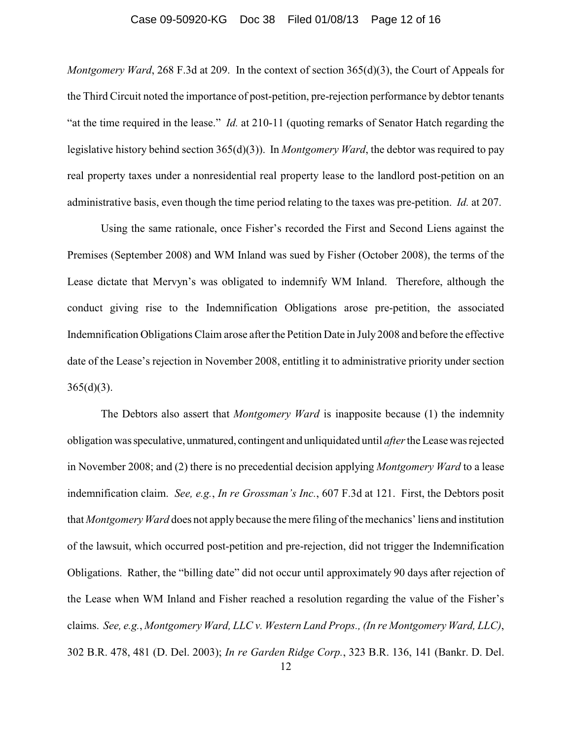*Montgomery Ward*, 268 F.3d at 209. In the context of section 365(d)(3), the Court of Appeals for the Third Circuit noted the importance of post-petition, pre-rejection performance by debtor tenants "at the time required in the lease." *Id.* at 210-11 (quoting remarks of Senator Hatch regarding the legislative history behind section 365(d)(3)). In *Montgomery Ward*, the debtor was required to pay real property taxes under a nonresidential real property lease to the landlord post-petition on an administrative basis, even though the time period relating to the taxes was pre-petition. *Id.* at 207.

Using the same rationale, once Fisher's recorded the First and Second Liens against the Premises (September 2008) and WM Inland was sued by Fisher (October 2008), the terms of the Lease dictate that Mervyn's was obligated to indemnify WM Inland. Therefore, although the conduct giving rise to the Indemnification Obligations arose pre-petition, the associated Indemnification Obligations Claim arose after the Petition Date in July 2008 and before the effective date of the Lease's rejection in November 2008, entitling it to administrative priority under section 365(d)(3).

The Debtors also assert that *Montgomery Ward* is inapposite because (1) the indemnity obligation was speculative, unmatured, contingent and unliquidated until *after* the Lease was rejected in November 2008; and (2) there is no precedential decision applying *Montgomery Ward* to a lease indemnification claim. *See, e.g.*, *In re Grossman's Inc.*, 607 F.3d at 121. First, the Debtors posit that *Montgomery Ward* does not apply because the mere filing of the mechanics' liens and institution of the lawsuit, which occurred post-petition and pre-rejection, did not trigger the Indemnification Obligations. Rather, the "billing date" did not occur until approximately 90 days after rejection of the Lease when WM Inland and Fisher reached a resolution regarding the value of the Fisher's claims. *See, e.g.*, *Montgomery Ward, LLC v. Western Land Props., (In re Montgomery Ward, LLC)*, 302 B.R. 478, 481 (D. Del. 2003); *In re Garden Ridge Corp.*, 323 B.R. 136, 141 (Bankr. D. Del.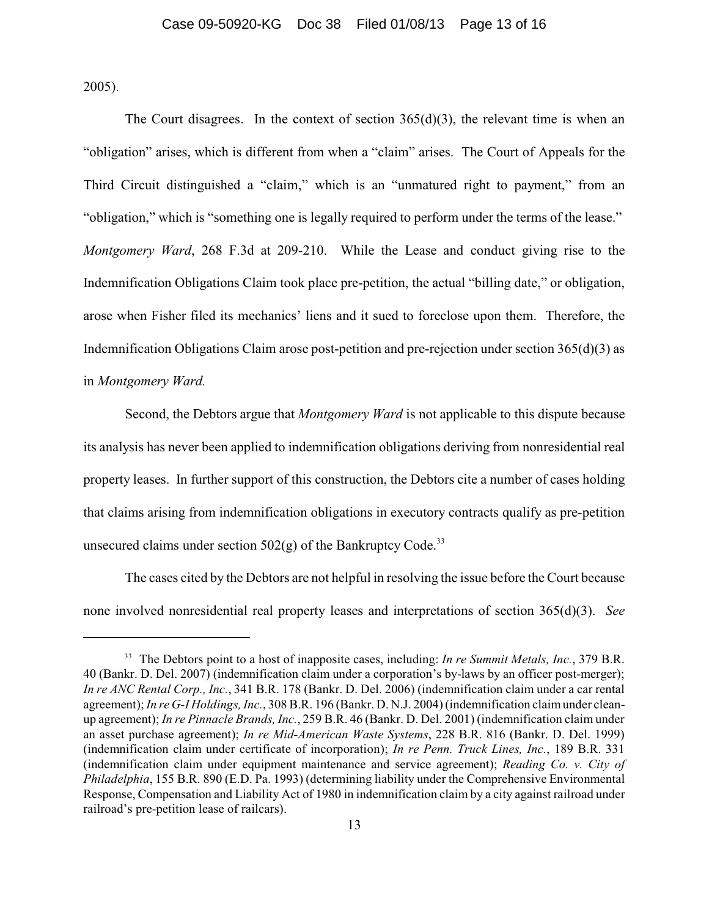2005).

The Court disagrees. In the context of section 365(d)(3), the relevant time is when an "obligation" arises, which is different from when a "claim" arises. The Court of Appeals for the Third Circuit distinguished a "claim," which is an "unmatured right to payment," from an "obligation," which is "something one is legally required to perform under the terms of the lease." *Montgomery Ward*, 268 F.3d at 209-210. While the Lease and conduct giving rise to the Indemnification Obligations Claim took place pre-petition, the actual "billing date," or obligation, arose when Fisher filed its mechanics' liens and it sued to foreclose upon them. Therefore, the Indemnification Obligations Claim arose post-petition and pre-rejection under section 365(d)(3) as in *Montgomery Ward.*

Second, the Debtors argue that *Montgomery Ward* is not applicable to this dispute because its analysis has never been applied to indemnification obligations deriving from nonresidential real property leases. In further support of this construction, the Debtors cite a number of cases holding that claims arising from indemnification obligations in executory contracts qualify as pre-petition unsecured claims under section 502(g) of the Bankruptcy Code.[33]

The cases cited by the Debtors are not helpful in resolving the issue before the Court because none involved nonresidential real property leases and interpretations of section 365(d)(3). *See*

---

[33] The Debtors point to a host of inapposite cases, including: *In re Summit Metals, Inc.*, 379 B.R. 40 (Bankr. D. Del. 2007) (indemnification claim under a corporation's by-laws by an officer post-merger); *In re ANC Rental Corp., Inc.*, 341 B.R. 178 (Bankr. D. Del. 2006) (indemnification claim under a car rental agreement); *In re G-I Holdings, Inc.*, 308 B.R. 196 (Bankr. D. N.J. 2004) (indemnification claim under clean-up agreement); *In re Pinnacle Brands, Inc.*, 259 B.R. 46 (Bankr. D. Del. 2001) (indemnification claim under an asset purchase agreement); *In re Mid-American Waste Systems*, 228 B.R. 816 (Bankr. D. Del. 1999) (indemnification claim under certificate of incorporation); *In re Penn. Truck Lines, Inc.*, 189 B.R. 331 (indemnification claim under equipment maintenance and service agreement); *Reading Co. v. City of Philadelphia*, 155 B.R. 890 (E.D. Pa. 1993) (determining liability under the Comprehensive Environmental Response, Compensation and Liability Act of 1980 in indemnification claim by a city against railroad under railroad's pre-petition lease of railcars).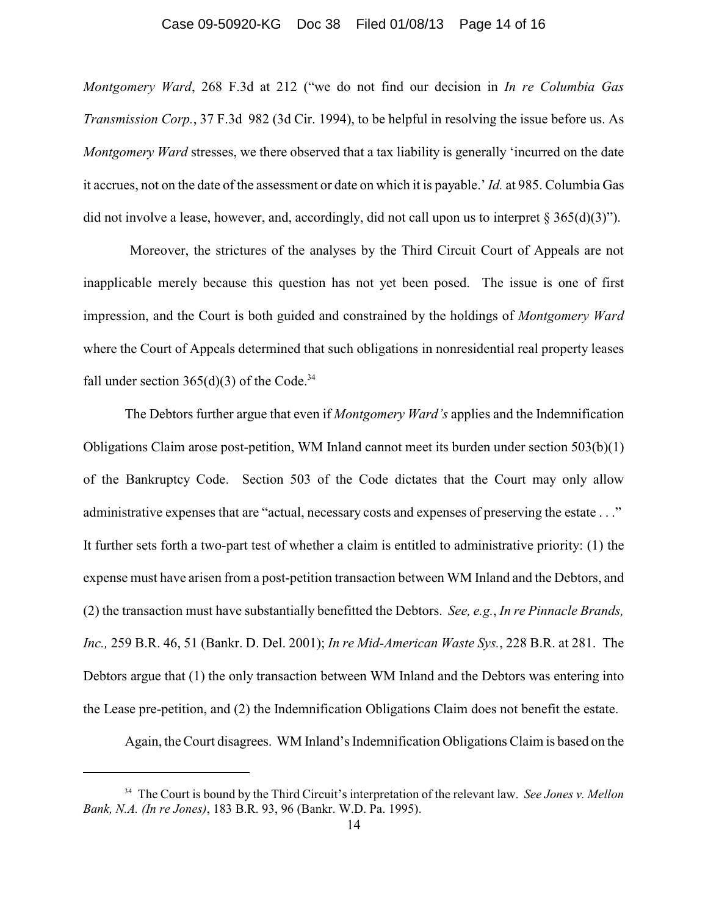*Montgomery Ward*, 268 F.3d at 212 ("we do not find our decision in *In re Columbia Gas Transmission Corp.*, 37 F.3d 982 (3d Cir. 1994), to be helpful in resolving the issue before us. As *Montgomery Ward* stresses, we there observed that a tax liability is generally 'incurred on the date it accrues, not on the date of the assessment or date on which it is payable.' *Id.* at 985. Columbia Gas did not involve a lease, however, and, accordingly, did not call upon us to interpret § 365(d)(3)").

Moreover, the strictures of the analyses by the Third Circuit Court of Appeals are not inapplicable merely because this question has not yet been posed. The issue is one of first impression, and the Court is both guided and constrained by the holdings of *Montgomery Ward* where the Court of Appeals determined that such obligations in nonresidential real property leases fall under section 365(d)(3) of the Code.[34]

The Debtors further argue that even if *Montgomery Ward's* applies and the Indemnification Obligations Claim arose post-petition, WM Inland cannot meet its burden under section 503(b)(1) of the Bankruptcy Code. Section 503 of the Code dictates that the Court may only allow administrative expenses that are "actual, necessary costs and expenses of preserving the estate . . ." It further sets forth a two-part test of whether a claim is entitled to administrative priority: (1) the expense must have arisen from a post-petition transaction between WM Inland and the Debtors, and (2) the transaction must have substantially benefitted the Debtors. *See, e.g.*, *In re Pinnacle Brands, Inc.,* 259 B.R. 46, 51 (Bankr. D. Del. 2001); *In re Mid-American Waste Sys.*, 228 B.R. at 281. The Debtors argue that (1) the only transaction between WM Inland and the Debtors was entering into the Lease pre-petition, and (2) the Indemnification Obligations Claim does not benefit the estate.

Again, the Court disagrees. WM Inland's Indemnification Obligations Claim is based on the

---

[34] The Court is bound by the Third Circuit's interpretation of the relevant law. *See Jones v. Mellon Bank, N.A. (In re Jones)*, 183 B.R. 93, 96 (Bankr. W.D. Pa. 1995).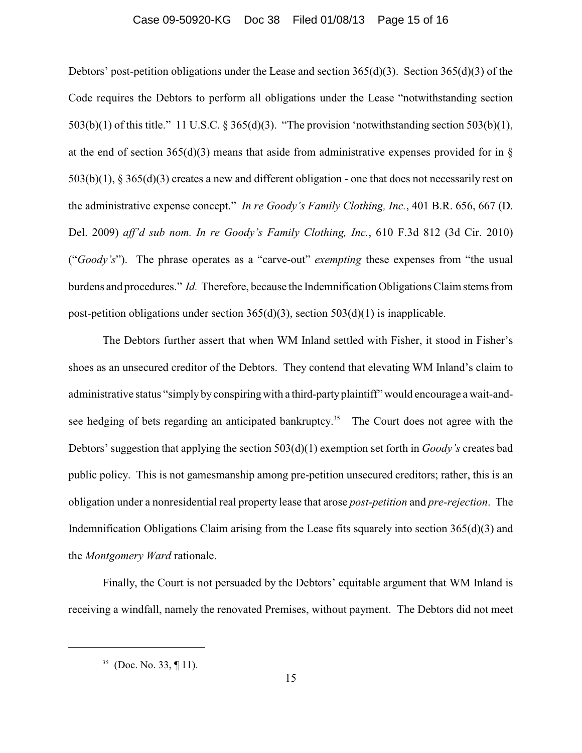Debtors' post-petition obligations under the Lease and section 365(d)(3). Section 365(d)(3) of the Code requires the Debtors to perform all obligations under the Lease "notwithstanding section 503(b)(1) of this title." 11 U.S.C. § 365(d)(3). "The provision 'notwithstanding section 503(b)(1), at the end of section 365(d)(3) means that aside from administrative expenses provided for in § 503(b)(1), § 365(d)(3) creates a new and different obligation - one that does not necessarily rest on the administrative expense concept." *In re Goody's Family Clothing, Inc.*, 401 B.R. 656, 667 (D. Del. 2009) *aff'd sub nom. In re Goody's Family Clothing, Inc.*, 610 F.3d 812 (3d Cir. 2010) ("*Goody's*"). The phrase operates as a "carve-out" *exempting* these expenses from "the usual burdens and procedures." *Id.* Therefore, because the Indemnification Obligations Claim stems from post-petition obligations under section 365(d)(3), section 503(d)(1) is inapplicable.

The Debtors further assert that when WM Inland settled with Fisher, it stood in Fisher's shoes as an unsecured creditor of the Debtors. They contend that elevating WM Inland's claim to administrative status "simply by conspiring with a third-party plaintiff" would encourage a wait-and-see hedging of bets regarding an anticipated bankruptcy.[35] The Court does not agree with the Debtors' suggestion that applying the section 503(d)(1) exemption set forth in *Goody's* creates bad public policy. This is not gamesmanship among pre-petition unsecured creditors; rather, this is an obligation under a nonresidential real property lease that arose *post-petition* and *pre-rejection*. The Indemnification Obligations Claim arising from the Lease fits squarely into section 365(d)(3) and the *Montgomery Ward* rationale.

Finally, the Court is not persuaded by the Debtors' equitable argument that WM Inland is receiving a windfall, namely the renovated Premises, without payment. The Debtors did not meet

---

[35] (Doc. No. 33, ¶ 11).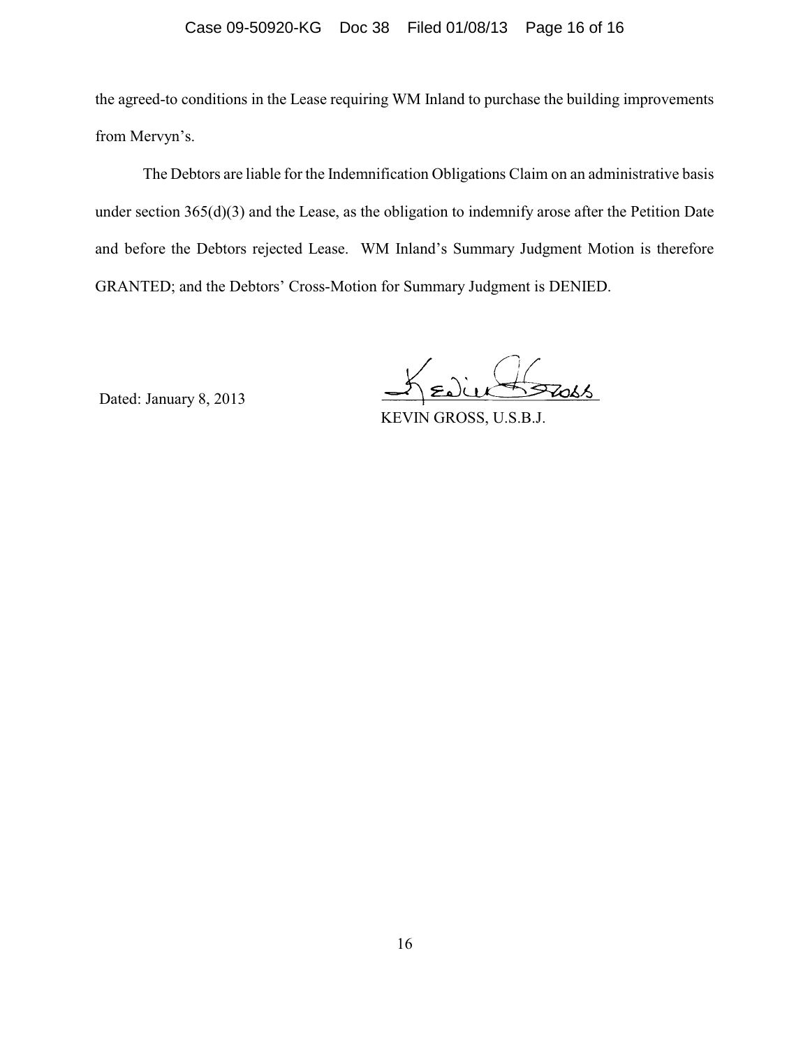the agreed-to conditions in the Lease requiring WM Inland to purchase the building improvements from Mervyn's.

The Debtors are liable for the Indemnification Obligations Claim on an administrative basis under section 365(d)(3) and the Lease, as the obligation to indemnify arose after the Petition Date and before the Debtors rejected Lease. WM Inland's Summary Judgment Motion is therefore GRANTED; and the Debtors' Cross-Motion for Summary Judgment is DENIED.

Dated: January 8, 2013

KEVIN GROSS, U.S.B.J.